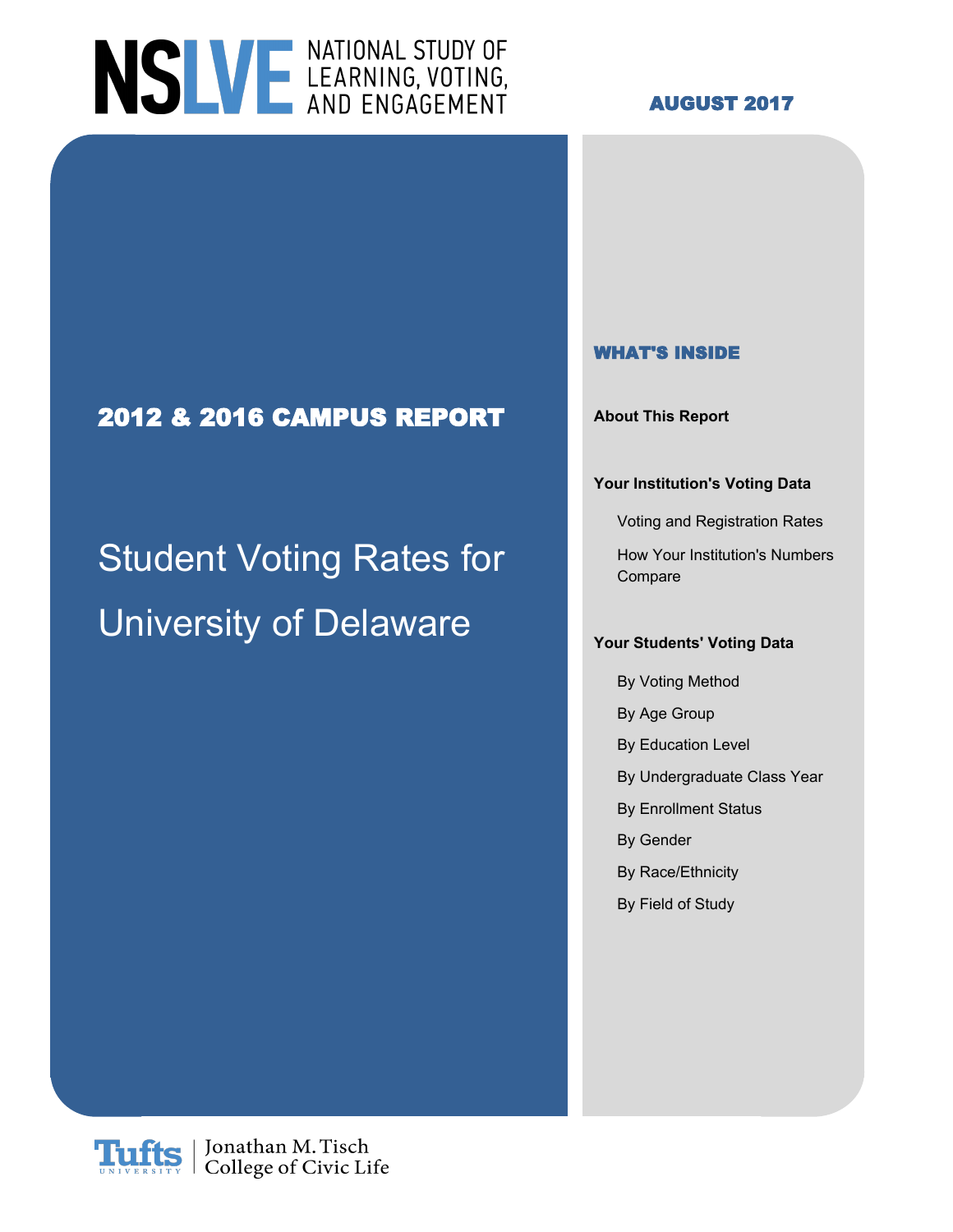# NSLVE NATIONAL STUDY OF LEARNING, VOTING, AND ENGAGEMENT

**AUGUST 2017**

## 2012 & 2016 CAMPUS REPORT

# Student Voting Rates for University of Delaware

### WHAT'S INSIDE

**About This Report**

**Your Institution's Voting Data**

- Voting and Registration Rates
- How Your Institution's Numbers Compare

**Your Students' Voting Data**

- By Voting Method
- By Age Group
- By Education Level
- By Undergraduate Class Year
- By Enrollment Status
- By Gender
- By Race/Ethnicity
- By Field of Study

Tufts University | Jonathan M. Tisch College of Civic Life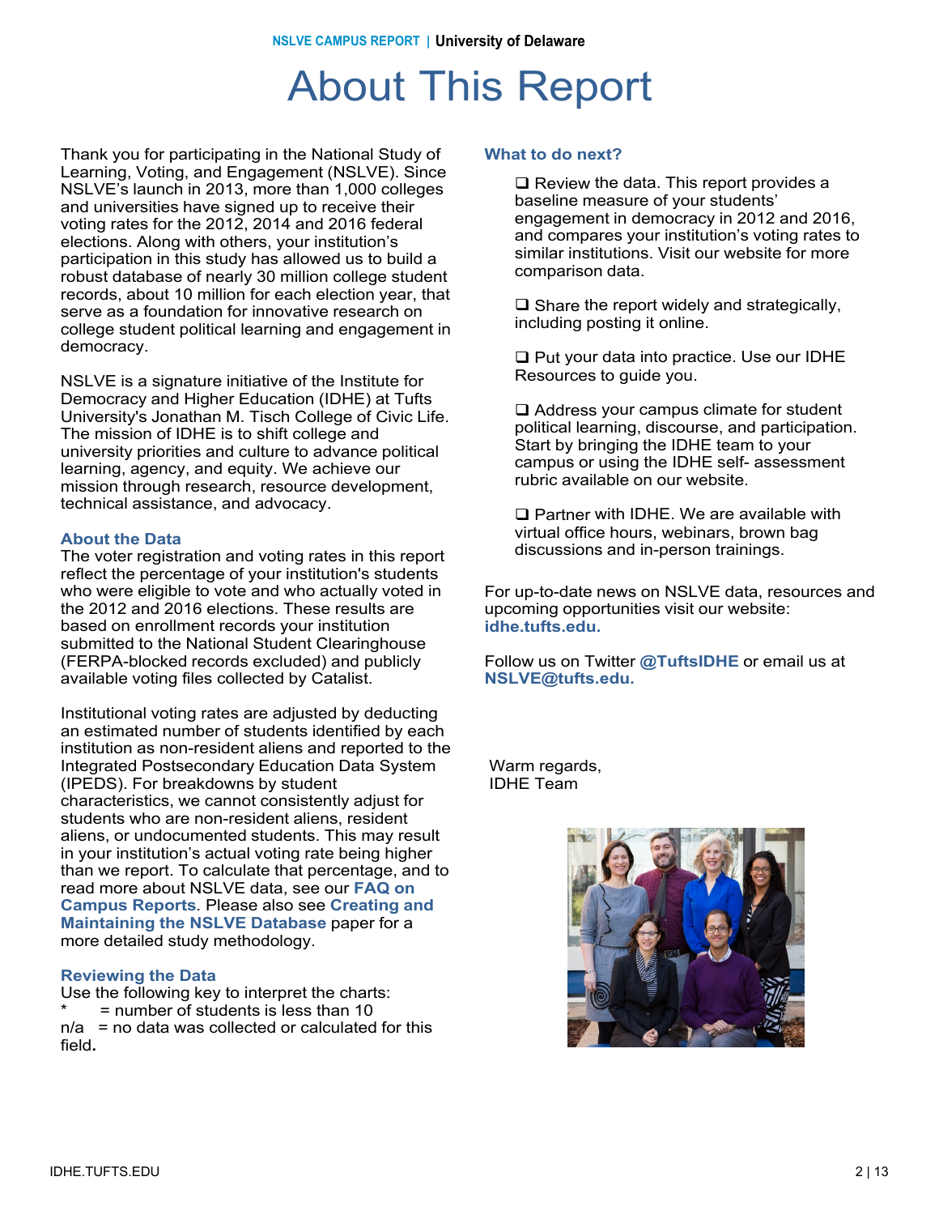# About This Report

Thank you for participating in the National Study of Learning, Voting, and Engagement (NSLVE). Since NSLVE's launch in 2013, more than 1,000 colleges and universities have signed up to receive their voting rates for the 2012, 2014 and 2016 federal elections. Along with others, your institution's participation in this study has allowed us to build a robust database of nearly 30 million college student records, about 10 million for each election year, that serve as a foundation for innovative research on college student political learning and engagement in democracy.

NSLVE is a signature initiative of the Institute for Democracy and Higher Education (IDHE) at Tufts University's Jonathan M. Tisch College of Civic Life. The mission of IDHE is to shift college and university priorities and culture to advance political learning, agency, and equity. We achieve our mission through research, resource development, technical assistance, and advocacy.

### About the Data

The voter registration and voting rates in this report reflect the percentage of your institution's students who were eligible to vote and who actually voted in the 2012 and 2016 elections. These results are based on enrollment records your institution submitted to the National Student Clearinghouse (FERPA-blocked records excluded) and publicly available voting files collected by Catalist.

Institutional voting rates are adjusted by deducting an estimated number of students identified by each institution as non-resident aliens and reported to the Integrated Postsecondary Education Data System (IPEDS). For breakdowns by student characteristics, we cannot consistently adjust for students who are non-resident aliens, resident aliens, or undocumented students. This may result in your institution's actual voting rate being higher than we report. To calculate that percentage, and to read more about NSLVE data, see our **FAQ on Campus Reports**. Please also see **Creating and Maintaining the NSLVE Database** paper for a more detailed study methodology.

### Reviewing the Data

Use the following key to interpret the charts:

\* = number of students is less than 10

n/a = no data was collected or calculated for this field.

### What to do next?

- ❑ Review the data. This report provides a baseline measure of your students' engagement in democracy in 2012 and 2016, and compares your institution's voting rates to similar institutions. Visit our website for more comparison data.
- ❑ Share the report widely and strategically, including posting it online.
- ❑ Put your data into practice. Use our IDHE Resources to guide you.
- ❑ Address your campus climate for student political learning, discourse, and participation. Start by bringing the IDHE team to your campus or using the IDHE self- assessment rubric available on our website.
- ❑ Partner with IDHE. We are available with virtual office hours, webinars, brown bag discussions and in-person trainings.

For up-to-date news on NSLVE data, resources and upcoming opportunities visit our website: **idhe.tufts.edu.**

Follow us on Twitter **@TuftsIDHE** or email us at **NSLVE@tufts.edu.**

Warm regards,
IDHE Team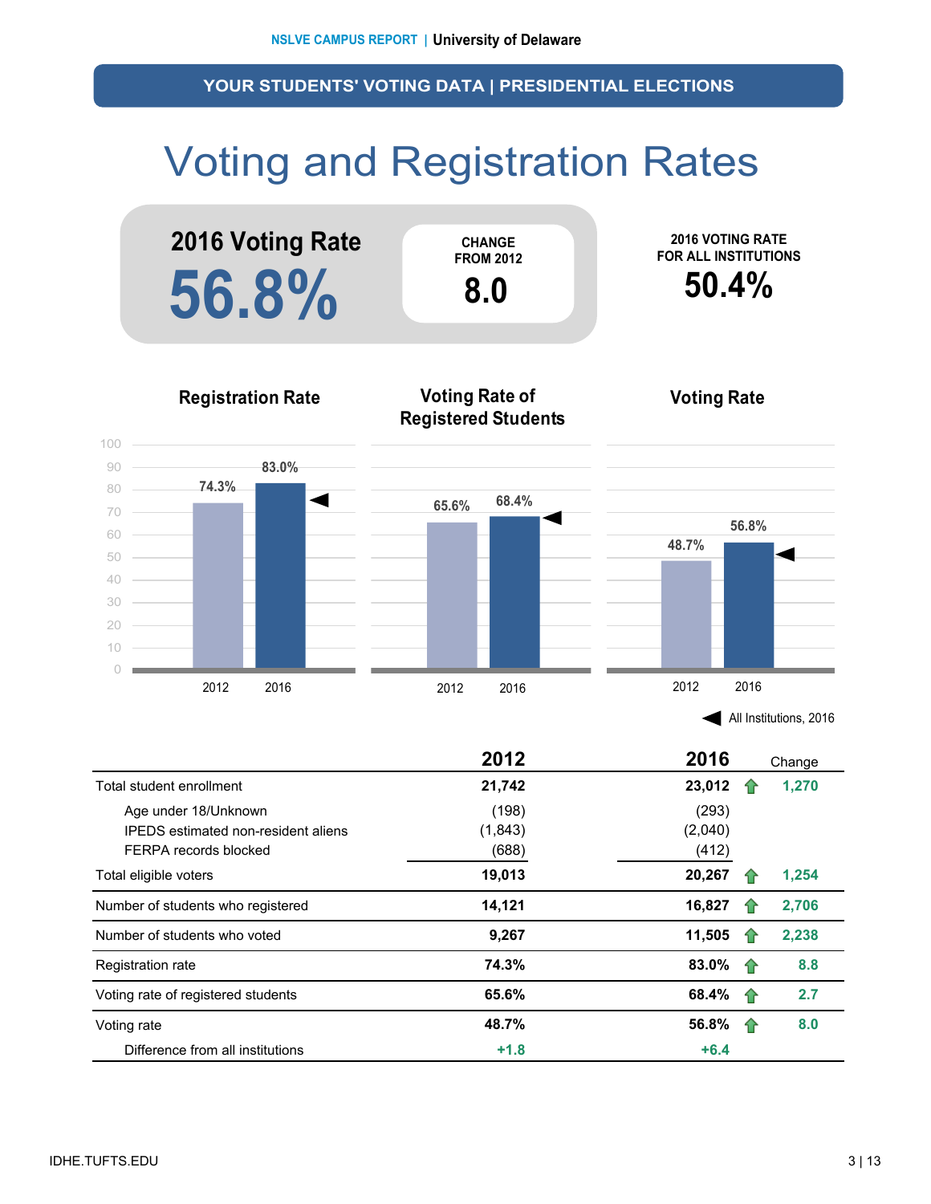NSLVE CAMPUS REPORT | University of Delaware

## YOUR STUDENTS' VOTING DATA | PRESIDENTIAL ELECTIONS

# Voting and Registration Rates

**2016 Voting Rate**

**56.8%**

CHANGE FROM 2012

**8.0**

2016 VOTING RATE FOR ALL INSTITUTIONS

**50.4%**

**Registration Rate**

| | 2012 | 2016 |
|---|---|---|
| Registration Rate | 74.3% | 83.0% |

**Voting Rate of Registered Students**

| | 2012 | 2016 |
|---|---|---|
| Voting Rate of Registered Students | 65.6% | 68.4% |

**Voting Rate**

| | 2012 | 2016 |
|---|---|---|
| Voting Rate | 48.7% | 56.8% |

◀ All Institutions, 2016

| | 2012 | 2016 | Change |
|---|---|---|---|
| Total student enrollment | 21,742 | 23,012 | 1,270 |
| Age under 18/Unknown | (198) | (293) | |
| IPEDS estimated non-resident aliens | (1,843) | (2,040) | |
| FERPA records blocked | (688) | (412) | |
| Total eligible voters | 19,013 | 20,267 | 1,254 |
| Number of students who registered | 14,121 | 16,827 | 2,706 |
| Number of students who voted | 9,267 | 11,505 | 2,238 |
| Registration rate | 74.3% | 83.0% | 8.8 |
| Voting rate of registered students | 65.6% | 68.4% | 2.7 |
| Voting rate | 48.7% | 56.8% | 8.0 |
| Difference from all institutions | +1.8 | +6.4 | |

IDHE.TUFTS.EDU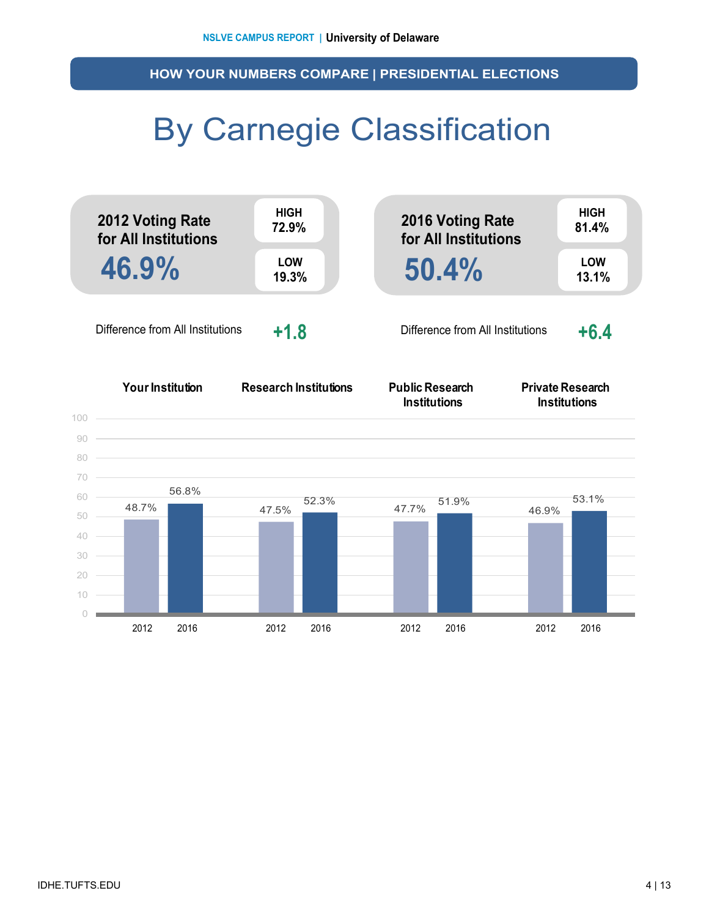## HOW YOUR NUMBERS COMPARE | PRESIDENTIAL ELECTIONS

# By Carnegie Classification

**2012 Voting Rate for All Institutions**

**46.9%**

HIGH 72.9%

LOW 19.3%

Difference from All Institutions **+1.8**

**2016 Voting Rate for All Institutions**

**50.4%**

HIGH 81.4%

LOW 13.1%

Difference from All Institutions **+6.4**

| | Your Institution | Research Institutions | Public Research Institutions | Private Research Institutions |
|---|---|---|---|---|
| 2012 | 48.7% | 47.5% | 47.7% | 46.9% |
| 2016 | 56.8% | 52.3% | 51.9% | 53.1% |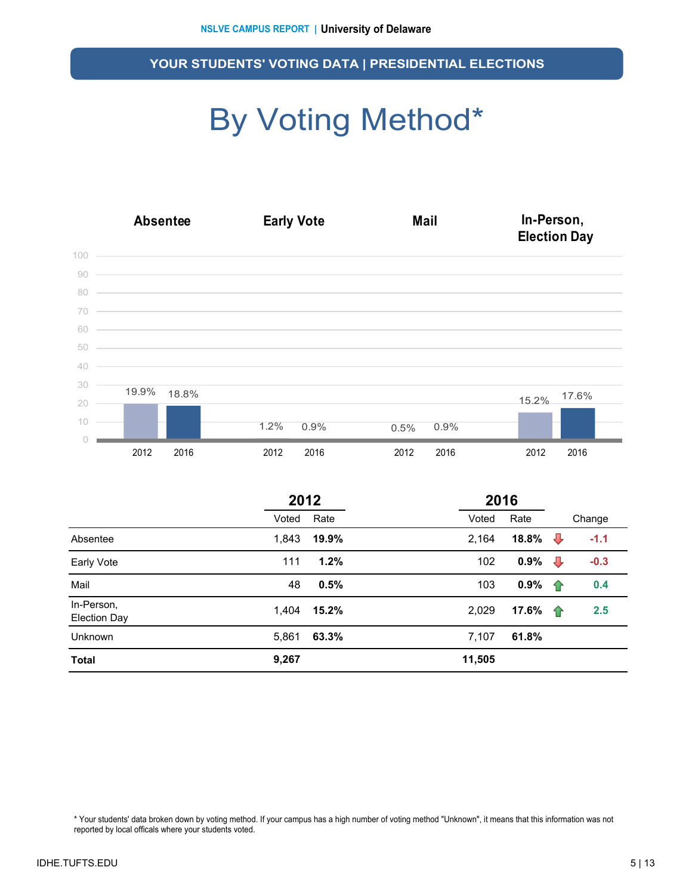## YOUR STUDENTS' VOTING DATA | PRESIDENTIAL ELECTIONS

# By Voting Method*

| | Absentee | Early Vote | Mail | In-Person, Election Day |
|---|---|---|---|---|
| 2012 | 19.9% | 1.2% | 0.5% | 15.2% |
| 2016 | 18.8% | 0.9% | 0.9% | 17.6% |

| | 2012 | | 2016 | | |
|---|---|---|---|---|---|
| | Voted | Rate | Voted | Rate | Change |
| Absentee | 1,843 | **19.9%** | 2,164 | **18.8%** | -1.1 |
| Early Vote | 111 | **1.2%** | 102 | **0.9%** | -0.3 |
| Mail | 48 | **0.5%** | 103 | **0.9%** | 0.4 |
| In-Person, Election Day | 1,404 | **15.2%** | 2,029 | **17.6%** | 2.5 |
| Unknown | 5,861 | **63.3%** | 7,107 | **61.8%** | |
| **Total** | **9,267** | | **11,505** | | |

* Your students' data broken down by voting method. If your campus has a high number of voting method "Unknown", it means that this information was not reported by local officals where your students voted.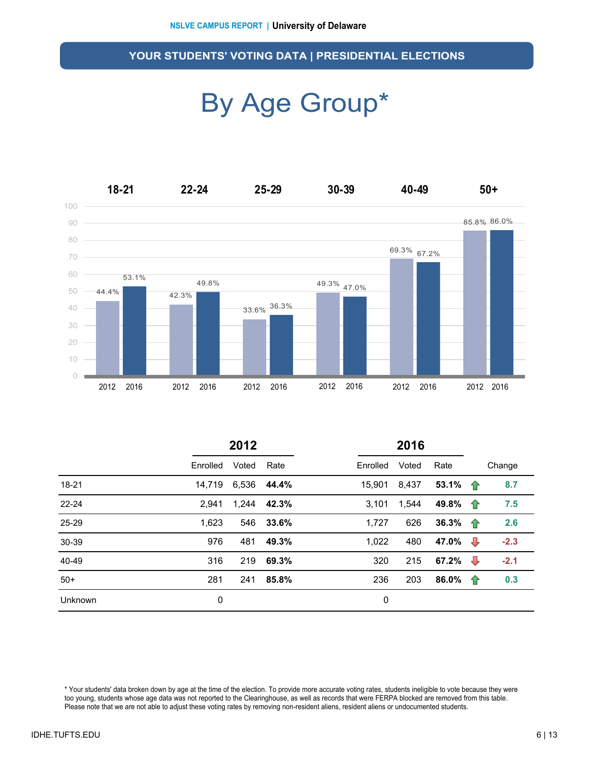## YOUR STUDENTS' VOTING DATA | PRESIDENTIAL ELECTIONS

# By Age Group*

|  | 18-21 | | 22-24 | | 25-29 | | 30-39 | | 40-49 | | 50+ | |
|---|---|---|---|---|---|---|---|---|---|---|---|---|
|  | 2012 | 2016 | 2012 | 2016 | 2012 | 2016 | 2012 | 2016 | 2012 | 2016 | 2012 | 2016 |
| Rate | 44.4% | 53.1% | 42.3% | 49.8% | 33.6% | 36.3% | 49.3% | 47.0% | 69.3% | 67.2% | 85.8% | 86.0% |

|  | 2012 | | | 2016 | | | |
|---|---|---|---|---|---|---|---|
|  | Enrolled | Voted | Rate | Enrolled | Voted | Rate | Change |
| 18-21 | 14,719 | 6,536 | **44.4%** | 15,901 | 8,437 | **53.1%** | ↑ 8.7 |
| 22-24 | 2,941 | 1,244 | **42.3%** | 3,101 | 1,544 | **49.8%** | ↑ 7.5 |
| 25-29 | 1,623 | 546 | **33.6%** | 1,727 | 626 | **36.3%** | ↑ 2.6 |
| 30-39 | 976 | 481 | **49.3%** | 1,022 | 480 | **47.0%** | ↓ -2.3 |
| 40-49 | 316 | 219 | **69.3%** | 320 | 215 | **67.2%** | ↓ -2.1 |
| 50+ | 281 | 241 | **85.8%** | 236 | 203 | **86.0%** | ↑ 0.3 |
| Unknown | 0 | | | 0 | | | |

* Your students' data broken down by age at the time of the election. To provide more accurate voting rates, students ineligible to vote because they were too young, students whose age data was not reported to the Clearinghouse, as well as records that were FERPA blocked are removed from this table. Please note that we are not able to adjust these voting rates by removing non-resident aliens, resident aliens or undocumented students.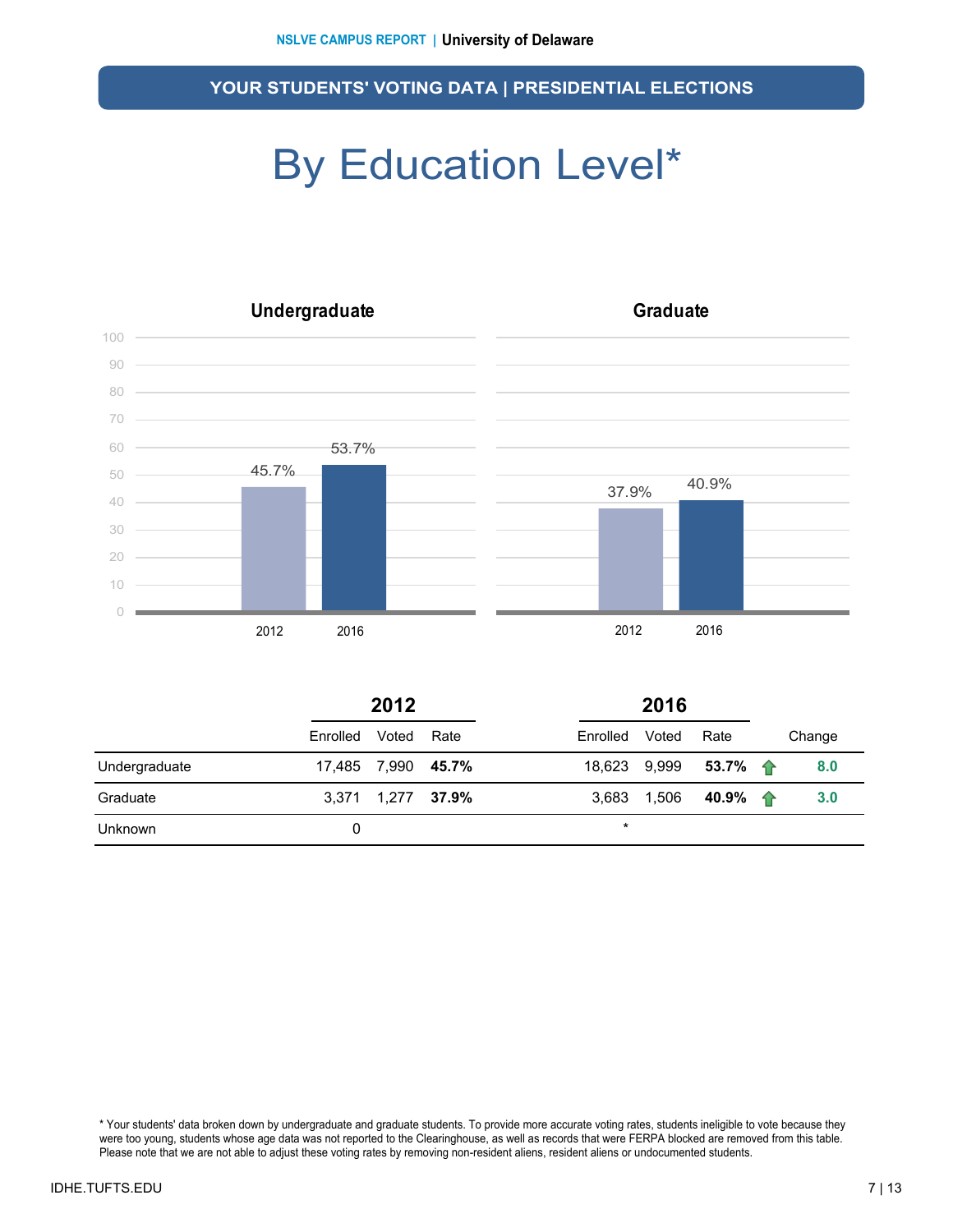## YOUR STUDENTS' VOTING DATA | PRESIDENTIAL ELECTIONS

# By Education Level*

### Undergraduate

| | 2012 | 2016 |
|---|---|---|
| Rate | 45.7% | 53.7% |

### Graduate

| | 2012 | 2016 |
|---|---|---|
| Rate | 37.9% | 40.9% |

| | 2012 | | | 2016 | | | |
|---|---|---|---|---|---|---|---|
| | Enrolled | Voted | Rate | Enrolled | Voted | Rate | Change |
| Undergraduate | 17,485 | 7,990 | **45.7%** | 18,623 | 9,999 | **53.7%** | **8.0** |
| Graduate | 3,371 | 1,277 | **37.9%** | 3,683 | 1,506 | **40.9%** | **3.0** |
| Unknown | 0 | | | * | | | |

* Your students' data broken down by undergraduate and graduate students. To provide more accurate voting rates, students ineligible to vote because they were too young, students whose age data was not reported to the Clearinghouse, as well as records that were FERPA blocked are removed from this table. Please note that we are not able to adjust these voting rates by removing non-resident aliens, resident aliens or undocumented students.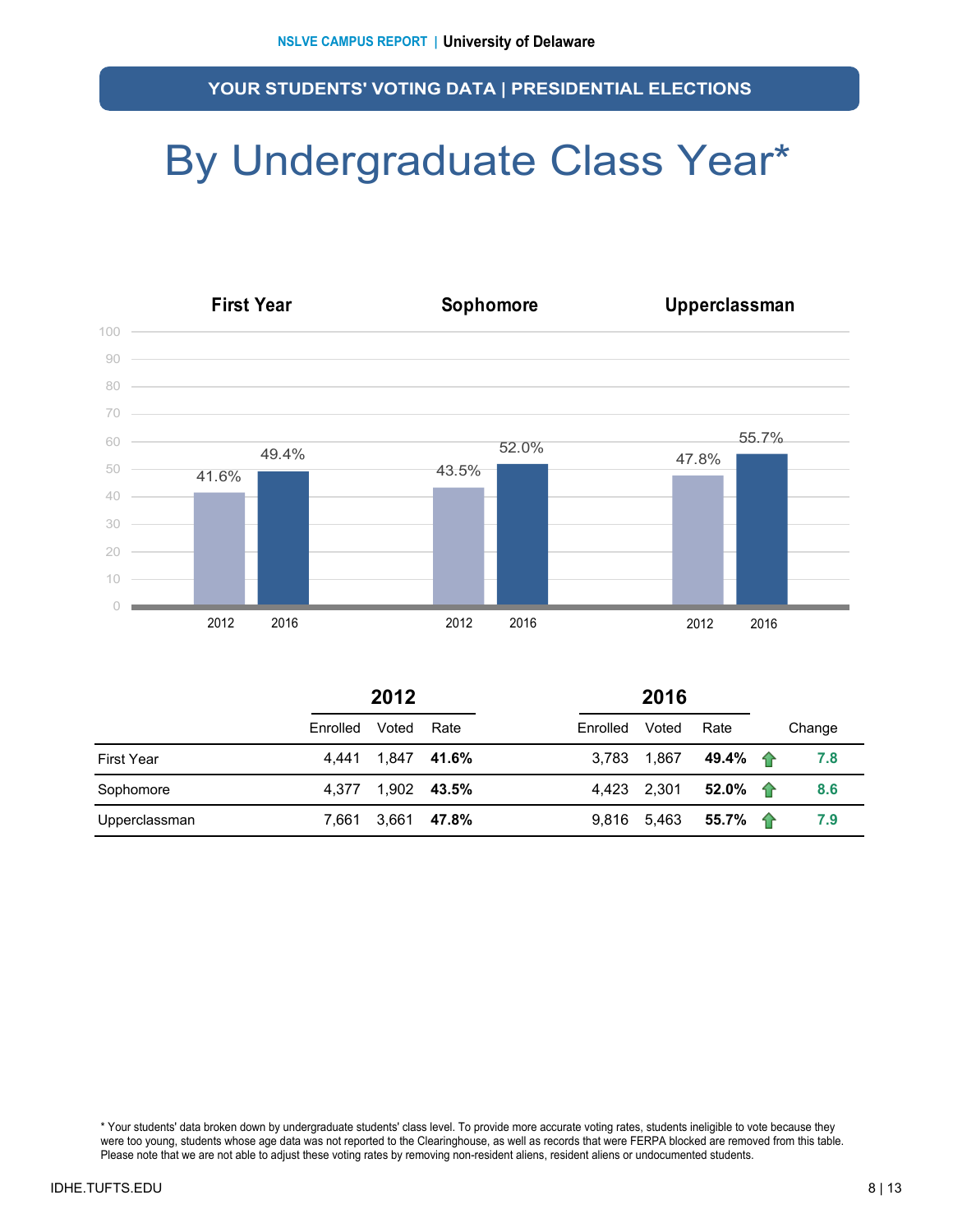## YOUR STUDENTS' VOTING DATA | PRESIDENTIAL ELECTIONS

# By Undergraduate Class Year*

| | First Year | Sophomore | Upperclassman |
|---|---|---|---|
| 2012 | 41.6% | 43.5% | 47.8% |
| 2016 | 49.4% | 52.0% | 55.7% |

| | 2012 | | | 2016 | | | |
|---|---|---|---|---|---|---|---|
| | Enrolled | Voted | Rate | Enrolled | Voted | Rate | Change |
| First Year | 4,441 | 1,847 | **41.6%** | 3,783 | 1,867 | **49.4%** | 7.8 |
| Sophomore | 4,377 | 1,902 | **43.5%** | 4,423 | 2,301 | **52.0%** | 8.6 |
| Upperclassman | 7,661 | 3,661 | **47.8%** | 9,816 | 5,463 | **55.7%** | 7.9 |

* Your students' data broken down by undergraduate students' class level. To provide more accurate voting rates, students ineligible to vote because they were too young, students whose age data was not reported to the Clearinghouse, as well as records that were FERPA blocked are removed from this table. Please note that we are not able to adjust these voting rates by removing non-resident aliens, resident aliens or undocumented students.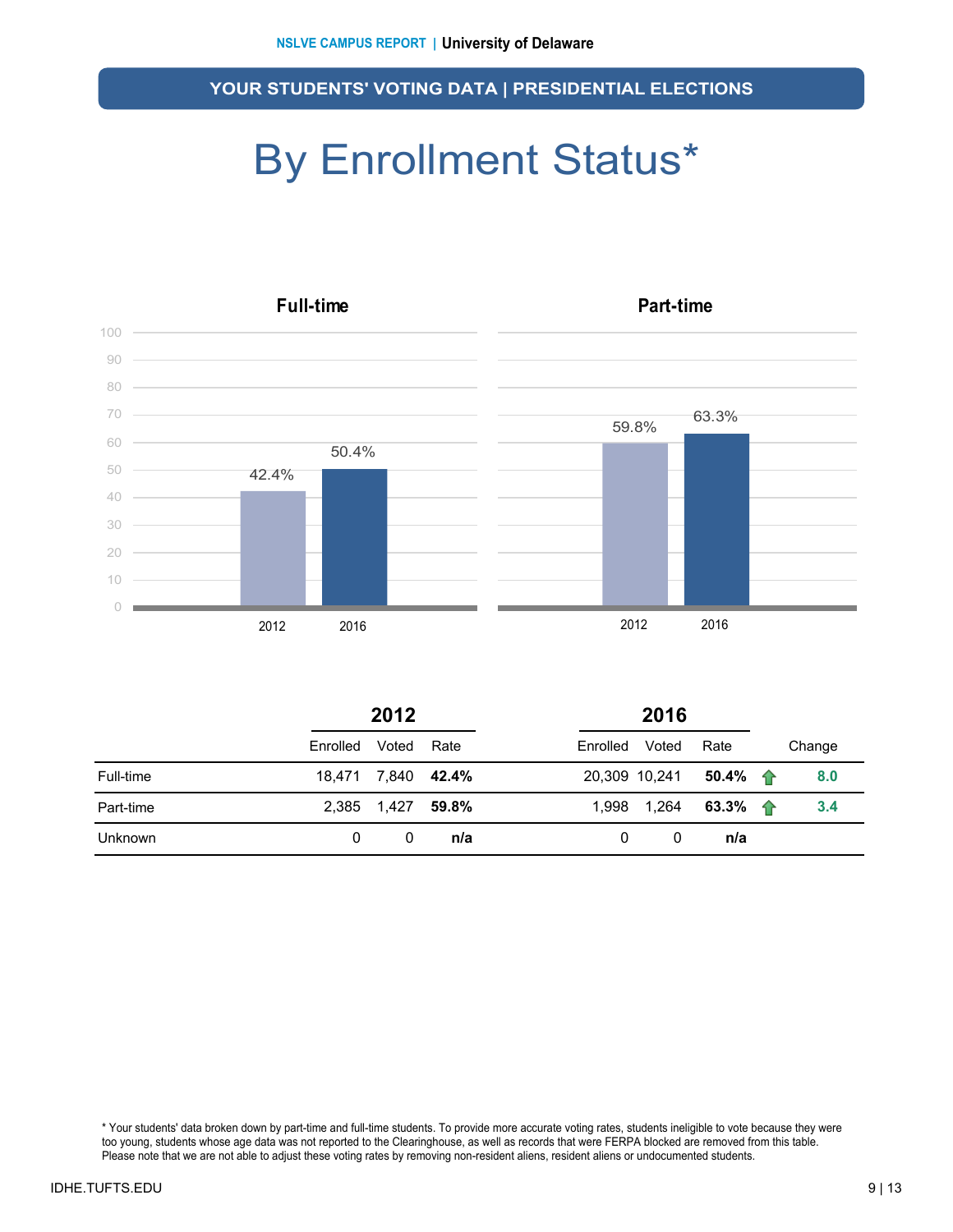## YOUR STUDENTS' VOTING DATA | PRESIDENTIAL ELECTIONS

# By Enrollment Status*

### Full-time

| Year | Rate |
|---|---|
| 2012 | 42.4% |
| 2016 | 50.4% |

### Part-time

| Year | Rate |
|---|---|
| 2012 | 59.8% |
| 2016 | 63.3% |

| | 2012 | | | 2016 | | | |
|---|---|---|---|---|---|---|---|
| | Enrolled | Voted | Rate | Enrolled | Voted | Rate | Change |
| Full-time | 18,471 | 7,840 | **42.4%** | 20,309 | 10,241 | **50.4%** | ↑ **8.0** |
| Part-time | 2,385 | 1,427 | **59.8%** | 1,998 | 1,264 | **63.3%** | ↑ **3.4** |
| Unknown | 0 | 0 | **n/a** | 0 | 0 | **n/a** | |

* Your students' data broken down by part-time and full-time students. To provide more accurate voting rates, students ineligible to vote because they were too young, students whose age data was not reported to the Clearinghouse, as well as records that were FERPA blocked are removed from this table. Please note that we are not able to adjust these voting rates by removing non-resident aliens, resident aliens or undocumented students.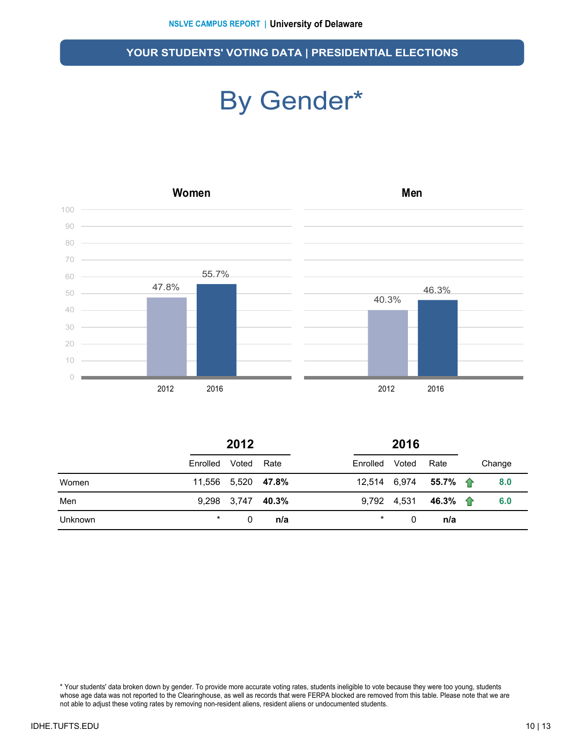## YOUR STUDENTS' VOTING DATA | PRESIDENTIAL ELECTIONS

# By Gender*

**Women**

| Year | Rate |
|---|---|
| 2012 | 47.8% |
| 2016 | 55.7% |

**Men**

| Year | Rate |
|---|---|
| 2012 | 40.3% |
| 2016 | 46.3% |

| | 2012 | | | 2016 | | | |
|---|---|---|---|---|---|---|---|
| | Enrolled | Voted | Rate | Enrolled | Voted | Rate | Change |
| Women | 11,556 | 5,520 | **47.8%** | 12,514 | 6,974 | **55.7%** | **8.0** |
| Men | 9,298 | 3,747 | **40.3%** | 9,792 | 4,531 | **46.3%** | **6.0** |
| Unknown | * | 0 | **n/a** | * | 0 | **n/a** | |

* Your students' data broken down by gender. To provide more accurate voting rates, students ineligible to vote because they were too young, students whose age data was not reported to the Clearinghouse, as well as records that were FERPA blocked are removed from this table. Please note that we are not able to adjust these voting rates by removing non-resident aliens, resident aliens or undocumented students.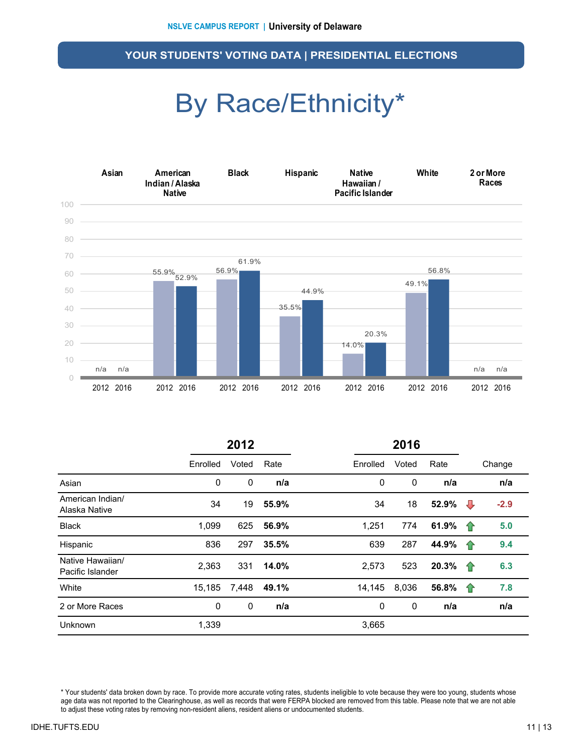NSLVE CAMPUS REPORT | University of Delaware

## YOUR STUDENTS' VOTING DATA | PRESIDENTIAL ELECTIONS

# By Race/Ethnicity*

| | 2012 | 2016 |
|---|---|---|
| Asian | n/a | n/a |
| American Indian / Alaska Native | 55.9% | 52.9% |
| Black | 56.9% | 61.9% |
| Hispanic | 35.5% | 44.9% |
| Native Hawaiian / Pacific Islander | 14.0% | 20.3% |
| White | 49.1% | 56.8% |
| 2 or More Races | n/a | n/a |

| | 2012 | | | 2016 | | | |
|---|---|---|---|---|---|---|---|
| | Enrolled | Voted | Rate | Enrolled | Voted | Rate | Change |
| Asian | 0 | 0 | **n/a** | 0 | 0 | **n/a** | **n/a** |
| American Indian/ Alaska Native | 34 | 19 | **55.9%** | 34 | 18 | **52.9%** | **-2.9** |
| Black | 1,099 | 625 | **56.9%** | 1,251 | 774 | **61.9%** | **5.0** |
| Hispanic | 836 | 297 | **35.5%** | 639 | 287 | **44.9%** | **9.4** |
| Native Hawaiian/ Pacific Islander | 2,363 | 331 | **14.0%** | 2,573 | 523 | **20.3%** | **6.3** |
| White | 15,185 | 7,448 | **49.1%** | 14,145 | 8,036 | **56.8%** | **7.8** |
| 2 or More Races | 0 | 0 | **n/a** | 0 | 0 | **n/a** | **n/a** |
| Unknown | 1,339 | | | 3,665 | | | |

* Your students' data broken down by race. To provide more accurate voting rates, students ineligible to vote because they were too young, students whose age data was not reported to the Clearinghouse, as well as records that were FERPA blocked are removed from this table. Please note that we are not able to adjust these voting rates by removing non-resident aliens, resident aliens or undocumented students.

IDHE.TUFTS.EDU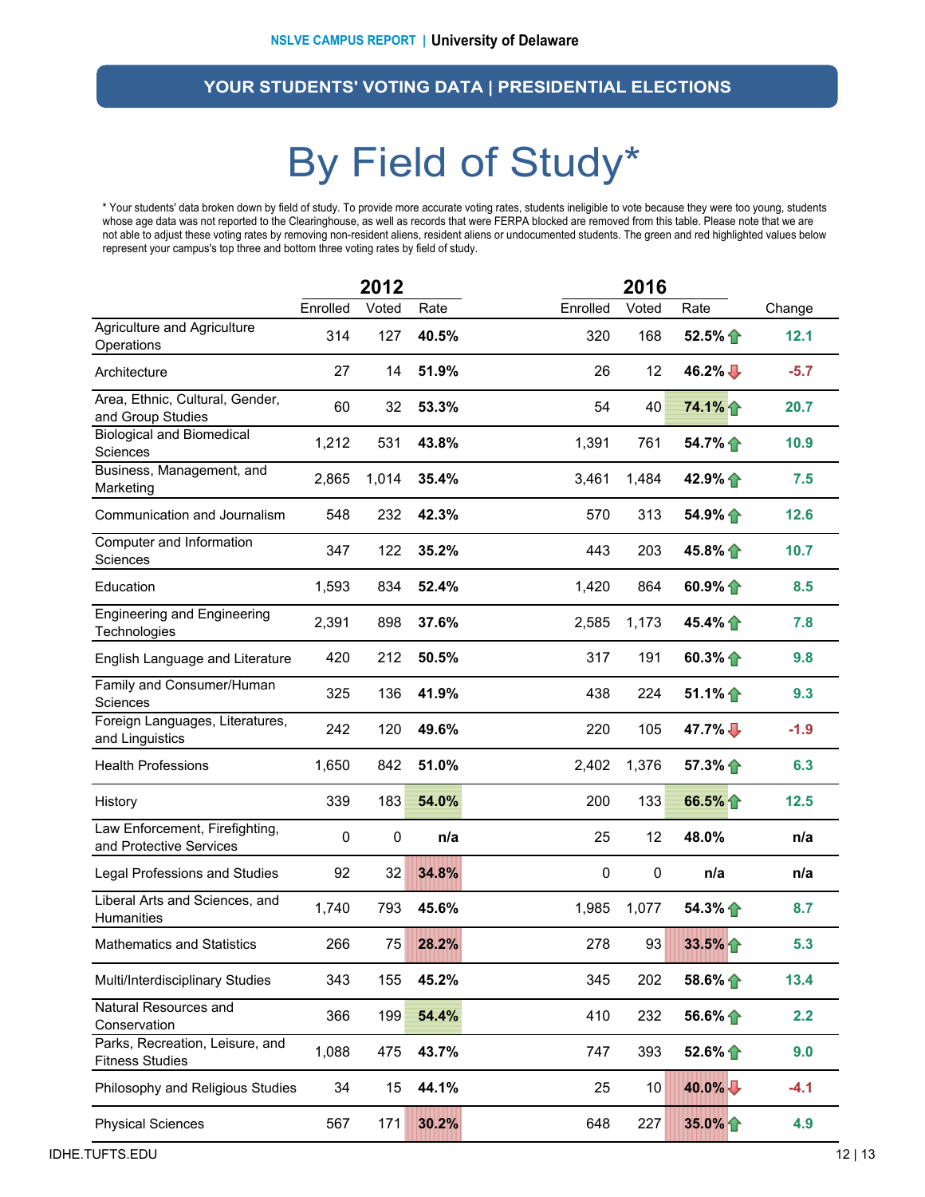## YOUR STUDENTS' VOTING DATA | PRESIDENTIAL ELECTIONS

# By Field of Study*

* Your students' data broken down by field of study. To provide more accurate voting rates, students ineligible to vote because they were too young, students whose age data was not reported to the Clearinghouse, as well as records that were FERPA blocked are removed from this table. Please note that we are not able to adjust these voting rates by removing non-resident aliens, resident aliens or undocumented students. The green and red highlighted values below represent your campus's top three and bottom three voting rates by field of study.

| | 2012 | | | 2016 | | | |
|---|---|---|---|---|---|---|---|
| | Enrolled | Voted | Rate | Enrolled | Voted | Rate | Change |
| Agriculture and Agriculture Operations | 314 | 127 | **40.5%** | 320 | 168 | **52.5%** ↑ | 12.1 |
| Architecture | 27 | 14 | **51.9%** | 26 | 12 | **46.2%** ↓ | -5.7 |
| Area, Ethnic, Cultural, Gender, and Group Studies | 60 | 32 | **53.3%** | 54 | 40 | **74.1%** ↑ | 20.7 |
| Biological and Biomedical Sciences | 1,212 | 531 | **43.8%** | 1,391 | 761 | **54.7%** ↑ | 10.9 |
| Business, Management, and Marketing | 2,865 | 1,014 | **35.4%** | 3,461 | 1,484 | **42.9%** ↑ | 7.5 |
| Communication and Journalism | 548 | 232 | **42.3%** | 570 | 313 | **54.9%** ↑ | 12.6 |
| Computer and Information Sciences | 347 | 122 | **35.2%** | 443 | 203 | **45.8%** ↑ | 10.7 |
| Education | 1,593 | 834 | **52.4%** | 1,420 | 864 | **60.9%** ↑ | 8.5 |
| Engineering and Engineering Technologies | 2,391 | 898 | **37.6%** | 2,585 | 1,173 | **45.4%** ↑ | 7.8 |
| English Language and Literature | 420 | 212 | **50.5%** | 317 | 191 | **60.3%** ↑ | 9.8 |
| Family and Consumer/Human Sciences | 325 | 136 | **41.9%** | 438 | 224 | **51.1%** ↑ | 9.3 |
| Foreign Languages, Literatures, and Linguistics | 242 | 120 | **49.6%** | 220 | 105 | **47.7%** ↓ | -1.9 |
| Health Professions | 1,650 | 842 | **51.0%** | 2,402 | 1,376 | **57.3%** ↑ | 6.3 |
| History | 339 | 183 | **54.0%** | 200 | 133 | **66.5%** ↑ | 12.5 |
| Law Enforcement, Firefighting, and Protective Services | 0 | 0 | **n/a** | 25 | 12 | **48.0%** | n/a |
| Legal Professions and Studies | 92 | 32 | **34.8%** | 0 | 0 | **n/a** | n/a |
| Liberal Arts and Sciences, and Humanities | 1,740 | 793 | **45.6%** | 1,985 | 1,077 | **54.3%** ↑ | 8.7 |
| Mathematics and Statistics | 266 | 75 | **28.2%** | 278 | 93 | **33.5%** ↑ | 5.3 |
| Multi/Interdisciplinary Studies | 343 | 155 | **45.2%** | 345 | 202 | **58.6%** ↑ | 13.4 |
| Natural Resources and Conservation | 366 | 199 | **54.4%** | 410 | 232 | **56.6%** ↑ | 2.2 |
| Parks, Recreation, Leisure, and Fitness Studies | 1,088 | 475 | **43.7%** | 747 | 393 | **52.6%** ↑ | 9.0 |
| Philosophy and Religious Studies | 34 | 15 | **44.1%** | 25 | 10 | **40.0%** ↓ | -4.1 |
| Physical Sciences | 567 | 171 | **30.2%** | 648 | 227 | **35.0%** ↑ | 4.9 |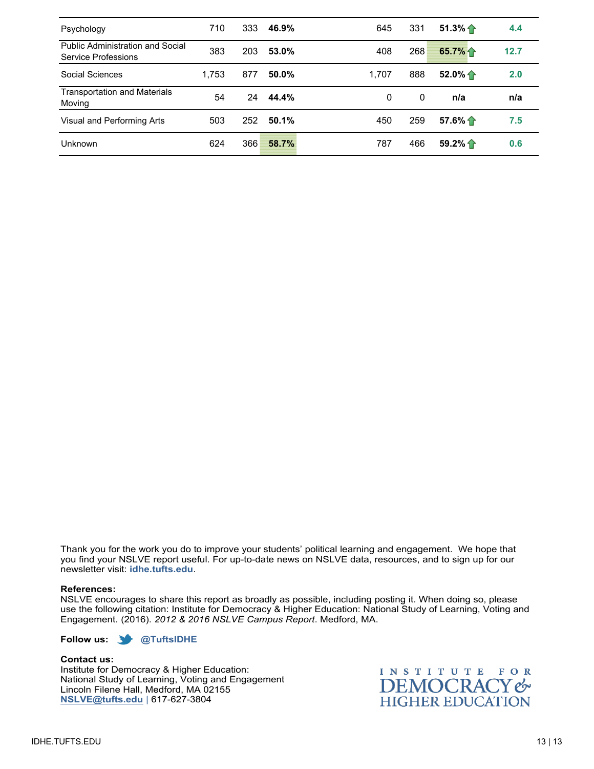| | | | | | | | |
|---|---|---|---|---|---|---|---|
| Psychology | 710 | 333 | **46.9%** | 645 | 331 | **51.3%** ↑ | 4.4 |
| Public Administration and Social Service Professions | 383 | 203 | **53.0%** | 408 | 268 | **65.7%** ↑ | 12.7 |
| Social Sciences | 1,753 | 877 | **50.0%** | 1,707 | 888 | **52.0%** ↑ | 2.0 |
| Transportation and Materials Moving | 54 | 24 | **44.4%** | 0 | 0 | **n/a** | n/a |
| Visual and Performing Arts | 503 | 252 | **50.1%** | 450 | 259 | **57.6%** ↑ | 7.5 |
| Unknown | 624 | 366 | **58.7%** | 787 | 466 | **59.2%** ↑ | 0.6 |

Thank you for the work you do to improve your students' political learning and engagement. We hope that you find your NSLVE report useful. For up-to-date news on NSLVE data, resources, and to sign up for our newsletter visit: **idhe.tufts.edu**.

**References:**
NSLVE encourages to share this report as broadly as possible, including posting it. When doing so, please use the following citation: Institute for Democracy & Higher Education: National Study of Learning, Voting and Engagement. (2016). *2012 & 2016 NSLVE Campus Report*. Medford, MA.

**Follow us:** **@TuftsIDHE**

**Contact us:**
Institute for Democracy & Higher Education:
National Study of Learning, Voting and Engagement
Lincoln Filene Hall, Medford, MA 02155
**NSLVE@tufts.edu** | 617-627-3804

INSTITUTE FOR DEMOCRACY & HIGHER EDUCATION